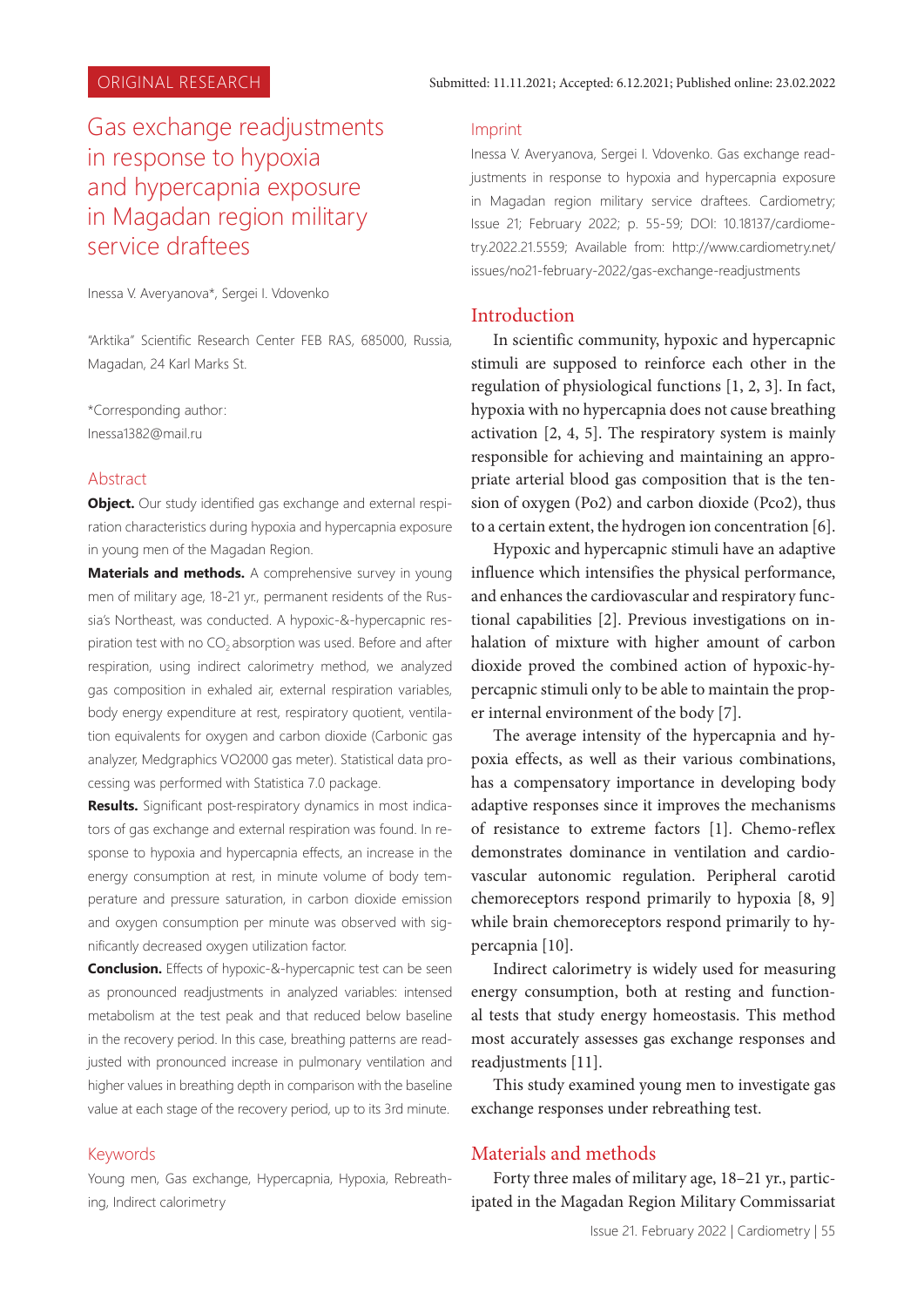ORIGINAL RESEARCH

Submitted: 11.11.2021; Accepted: 6.12.2021; Published online: 23.02.2022

# Gas exchange readjustments in response to hypoxia and hypercapnia exposure in Magadan region military service draftees

Inessa V. Averyanova*, Sergei I. Vdovenko

"Arktika" Scientific Research Center FEB RAS, 685000, Russia, Magadan, 24 Karl Marks St.

*Corresponding author:
Inessa1382@mail.ru

## Abstract

**Object.** Our study identified gas exchange and external respiration characteristics during hypoxia and hypercapnia exposure in young men of the Magadan Region.

**Materials and methods.** A comprehensive survey in young men of military age, 18-21 yr., permanent residents of the Russia's Northeast, was conducted. A hypoxic-&-hypercapnic respiration test with no $CO_2$ absorption was used. Before and after respiration, using indirect calorimetry method, we analyzed gas composition in exhaled air, external respiration variables, body energy expenditure at rest, respiratory quotient, ventilation equivalents for oxygen and carbon dioxide (Carbonic gas analyzer, Medgraphics VO2000 gas meter). Statistical data processing was performed with Statistica 7.0 package.

**Results.** Significant post-respiratory dynamics in most indicators of gas exchange and external respiration was found. In response to hypoxia and hypercapnia effects, an increase in the energy consumption at rest, in minute volume of body temperature and pressure saturation, in carbon dioxide emission and oxygen consumption per minute was observed with significantly decreased oxygen utilization factor.

**Conclusion.** Effects of hypoxic-&-hypercapnic test can be seen as pronounced readjustments in analyzed variables: intensed metabolism at the test peak and that reduced below baseline in the recovery period. In this case, breathing patterns are readjusted with pronounced increase in pulmonary ventilation and higher values in breathing depth in comparison with the baseline value at each stage of the recovery period, up to its 3rd minute.

## Keywords

Young men, Gas exchange, Hypercapnia, Hypoxia, Rebreathing, Indirect calorimetry

## Imprint

Inessa V. Averyanova, Sergei I. Vdovenko. Gas exchange readjustments in response to hypoxia and hypercapnia exposure in Magadan region military service draftees. Cardiometry; Issue 21; February 2022; p. 55-59; DOI: 10.18137/cardiometry.2022.21.5559; Available from: http://www.cardiometry.net/issues/no21-february-2022/gas-exchange-readjustments

## Introduction

In scientific community, hypoxic and hypercapnic stimuli are supposed to reinforce each other in the regulation of physiological functions [1, 2, 3]. In fact, hypoxia with no hypercapnia does not cause breathing activation [2, 4, 5]. The respiratory system is mainly responsible for achieving and maintaining an appropriate arterial blood gas composition that is the tension of oxygen (Po2) and carbon dioxide (Pco2), thus to a certain extent, the hydrogen ion concentration [6].

Hypoxic and hypercapnic stimuli have an adaptive influence which intensifies the physical performance, and enhances the cardiovascular and respiratory functional capabilities [2]. Previous investigations on inhalation of mixture with higher amount of carbon dioxide proved the combined action of hypoxic-hypercapnic stimuli only to be able to maintain the proper internal environment of the body [7].

The average intensity of the hypercapnia and hypoxia effects, as well as their various combinations, has a compensatory importance in developing body adaptive responses since it improves the mechanisms of resistance to extreme factors [1]. Chemo-reflex demonstrates dominance in ventilation and cardiovascular autonomic regulation. Peripheral carotid chemoreceptors respond primarily to hypoxia [8, 9] while brain chemoreceptors respond primarily to hypercapnia [10].

Indirect calorimetry is widely used for measuring energy consumption, both at resting and functional tests that study energy homeostasis. This method most accurately assesses gas exchange responses and readjustments [11].

This study examined young men to investigate gas exchange responses under rebreathing test.

## Materials and methods

Forty three males of military age, 18–21 yr., participated in the Magadan Region Military Commissariat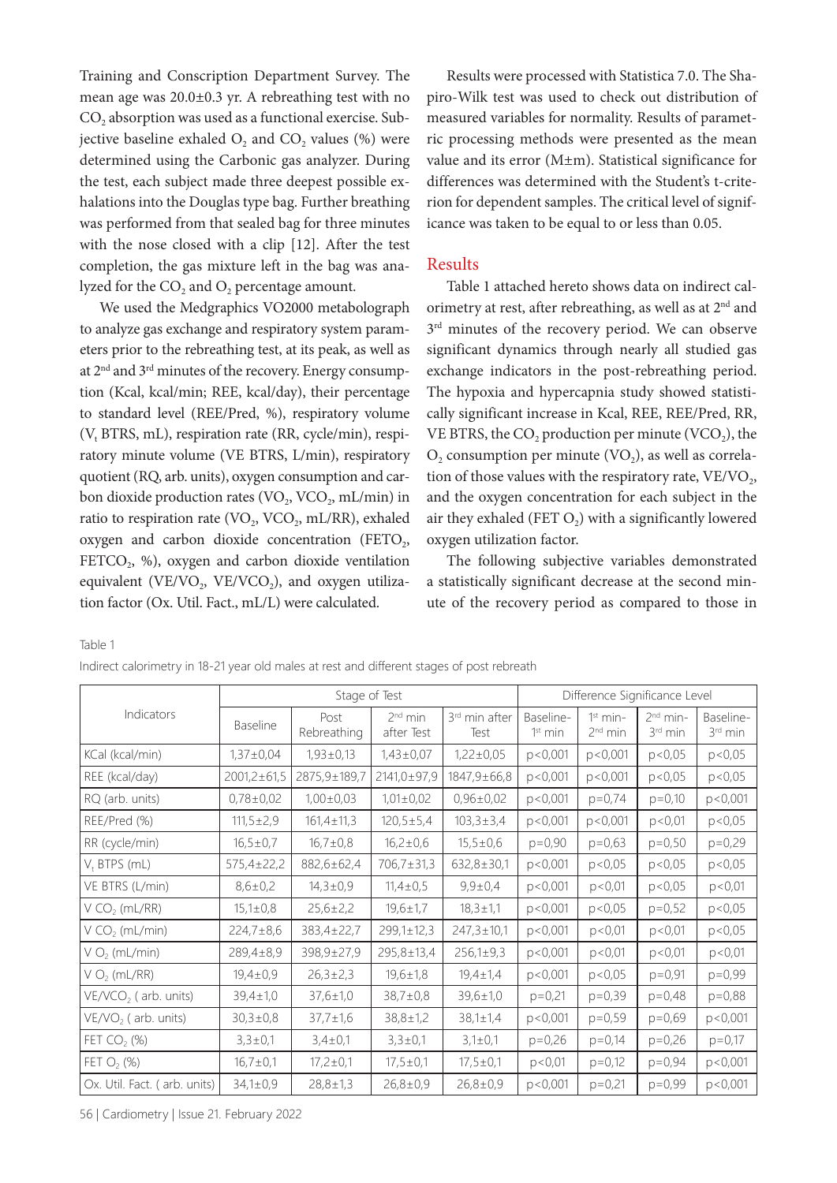Training and Conscription Department Survey. The mean age was 20.0±0.3 yr. A rebreathing test with no $CO_2$ absorption was used as a functional exercise. Subjective baseline exhaled $O_2$ and $CO_2$ values (%) were determined using the Carbonic gas analyzer. During the test, each subject made three deepest possible exhalations into the Douglas type bag. Further breathing was performed from that sealed bag for three minutes with the nose closed with a clip [12]. After the test completion, the gas mixture left in the bag was analyzed for the $CO_2$ and $O_2$ percentage amount.

We used the Medgraphics VO2000 metabolograph to analyze gas exchange and respiratory system parameters prior to the rebreathing test, at its peak, as well as at 2nd and 3rd minutes of the recovery. Energy consumption (Kcal, kcal/min; REE, kcal/day), their percentage to standard level (REE/Pred, %), respiratory volume ($V_t$ BTRS, mL), respiration rate (RR, cycle/min), respiratory minute volume (VE BTRS, L/min), respiratory quotient (RQ, arb. units), oxygen consumption and carbon dioxide production rates ($VO_2$, $VCO_2$, mL/min) in ratio to respiration rate ($VO_2$, $VCO_2$, mL/RR), exhaled oxygen and carbon dioxide concentration ($FETO_2$, $FETCO_2$, %), oxygen and carbon dioxide ventilation equivalent ($VE/VO_2$, $VE/VCO_2$), and oxygen utilization factor (Ox. Util. Fact., mL/L) were calculated.

Results were processed with Statistica 7.0. The Shapiro-Wilk test was used to check out distribution of measured variables for normality. Results of parametric processing methods were presented as the mean value and its error (M±m). Statistical significance for differences was determined with the Student's t-criterion for dependent samples. The critical level of significance was taken to be equal to or less than 0.05.

## Results

Table 1 attached hereto shows data on indirect calorimetry at rest, after rebreathing, as well as at 2nd and 3rd minutes of the recovery period. We can observe significant dynamics through nearly all studied gas exchange indicators in the post-rebreathing period. The hypoxia and hypercapnia study showed statistically significant increase in Kcal, REE, REE/Pred, RR, VE BTRS, the $CO_2$ production per minute ($VCO_2$), the $O_2$ consumption per minute ($VO_2$), as well as correlation of those values with the respiratory rate, $VE/VO_2$, and the oxygen concentration for each subject in the air they exhaled (FET $O_2$) with a significantly lowered oxygen utilization factor.

The following subjective variables demonstrated a statistically significant decrease at the second minute of the recovery period as compared to those in

Table 1

Indirect calorimetry in 18-21 year old males at rest and different stages of post rebreath

| Indicators | Stage of Test | | | | Difference Significance Level | | | |
|---|---|---|---|---|---|---|---|---|
| | Baseline | Post Rebreathing | 2nd min after Test | 3rd min after Test | Baseline-1st min | 1st min-2nd min | 2nd min-3rd min | Baseline-3rd min |
| KCal (kcal/min) | 1,37±0,04 | 1,93±0,13 | 1,43±0,07 | 1,22±0,05 | p<0,001 | p<0,001 | p<0,05 | p<0,05 |
| REE (kcal/day) | 2001,2±61,5 | 2875,9±189,7 | 2141,0±97,9 | 1847,9±66,8 | p<0,001 | p<0,001 | p<0,05 | p<0,05 |
| RQ (arb. units) | 0,78±0,02 | 1,00±0,03 | 1,01±0,02 | 0,96±0,02 | p<0,001 | p=0,74 | p=0,10 | p<0,001 |
| REE/Pred (%) | 111,5±2,9 | 161,4±11,3 | 120,5±5,4 | 103,3±3,4 | p<0,001 | p<0,001 | p<0,01 | p<0,05 |
| RR (cycle/min) | 16,5±0,7 | 16,7±0,8 | 16,2±0,6 | 15,5±0,6 | p=0,90 | p=0,63 | p=0,50 | p=0,29 |
| $V_t$ BTPS (mL) | 575,4±22,2 | 882,6±62,4 | 706,7±31,3 | 632,8±30,1 | p<0,001 | p<0,05 | p<0,05 | p<0,05 |
| VE BTRS (L/min) | 8,6±0,2 | 14,3±0,9 | 11,4±0,5 | 9,9±0,4 | p<0,001 | p<0,01 | p<0,05 | p<0,01 |
| $V CO_2$ (mL/RR) | 15,1±0,8 | 25,6±2,2 | 19,6±1,7 | 18,3±1,1 | p<0,001 | p<0,05 | p=0,52 | p<0,05 |
| $V CO_2$ (mL/min) | 224,7±8,6 | 383,4±22,7 | 299,1±12,3 | 247,3±10,1 | p<0,001 | p<0,01 | p<0,01 | p<0,05 |
| $V O_2$ (mL/min) | 289,4±8,9 | 398,9±27,9 | 295,8±13,4 | 256,1±9,3 | p<0,001 | p<0,01 | p<0,01 | p<0,01 |
| $V O_2$ (mL/RR) | 19,4±0,9 | 26,3±2,3 | 19,6±1,8 | 19,4±1,4 | p<0,001 | p<0,05 | p=0,91 | p=0,99 |
| $VE/VCO_2$ ( arb. units) | 39,4±1,0 | 37,6±1,0 | 38,7±0,8 | 39,6±1,0 | p=0,21 | p=0,39 | p=0,48 | p=0,88 |
| $VE/VO_2$ ( arb. units) | 30,3±0,8 | 37,7±1,6 | 38,8±1,2 | 38,1±1,4 | p<0,001 | p=0,59 | p=0,69 | p<0,001 |
| FET $CO_2$ (%) | 3,3±0,1 | 3,4±0,1 | 3,3±0,1 | 3,1±0,1 | p=0,26 | p=0,14 | p=0,26 | p=0,17 |
| FET $O_2$ (%) | 16,7±0,1 | 17,2±0,1 | 17,5±0,1 | 17,5±0,1 | p<0,01 | p=0,12 | p=0,94 | p<0,001 |
| Ox. Util. Fact. ( arb. units) | 34,1±0,9 | 28,8±1,3 | 26,8±0,9 | 26,8±0,9 | p<0,001 | p=0,21 | p=0,99 | p<0,001 |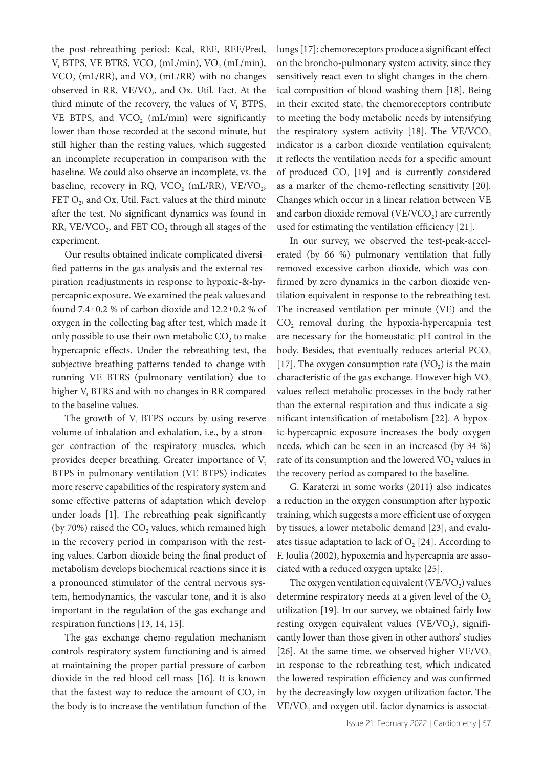the post-rebreathing period: Kcal, REE, REE/Pred, $V_t$ BTPS, VE BTRS, $VCO_2$ (mL/min), $VO_2$ (mL/min), $VCO_2$ (mL/RR), and $VO_2$ (mL/RR) with no changes observed in RR, $VE/VO_2$, and Ox. Util. Fact. At the third minute of the recovery, the values of $V_t$ BTPS, VE BTPS, and $VCO_2$ (mL/min) were significantly lower than those recorded at the second minute, but still higher than the resting values, which suggested an incomplete recuperation in comparison with the baseline. We could also observe an incomplete, vs. the baseline, recovery in RQ, $VCO_2$ (mL/RR), $VE/VO_2$, FET $O_2$, and Ox. Util. Fact. values at the third minute after the test. No significant dynamics was found in RR, $VE/VCO_2$, and FET $CO_2$ through all stages of the experiment.

Our results obtained indicate complicated diversified patterns in the gas analysis and the external respiration readjustments in response to hypoxic-&-hypercapnic exposure. We examined the peak values and found 7.4±0.2 % of carbon dioxide and 12.2±0.2 % of oxygen in the collecting bag after test, which made it only possible to use their own metabolic $CO_2$ to make hypercapnic effects. Under the rebreathing test, the subjective breathing patterns tended to change with running VE BTRS (pulmonary ventilation) due to higher $V_t$ BTRS and with no changes in RR compared to the baseline values.

The growth of $V_t$ BTPS occurs by using reserve volume of inhalation and exhalation, i.e., by a stronger contraction of the respiratory muscles, which provides deeper breathing. Greater importance of $V_t$ BTPS in pulmonary ventilation (VE BTPS) indicates more reserve capabilities of the respiratory system and some effective patterns of adaptation which develop under loads [1]. The rebreathing peak significantly (by 70%) raised the $CO_2$ values, which remained high in the recovery period in comparison with the resting values. Carbon dioxide being the final product of metabolism develops biochemical reactions since it is a pronounced stimulator of the central nervous system, hemodynamics, the vascular tone, and it is also important in the regulation of the gas exchange and respiration functions [13, 14, 15].

The gas exchange chemo-regulation mechanism controls respiratory system functioning and is aimed at maintaining the proper partial pressure of carbon dioxide in the red blood cell mass [16]. It is known that the fastest way to reduce the amount of $CO_2$ in the body is to increase the ventilation function of the lungs [17]: chemoreceptors produce a significant effect on the broncho-pulmonary system activity, since they sensitively react even to slight changes in the chemical composition of blood washing them [18]. Being in their excited state, the chemoreceptors contribute to meeting the body metabolic needs by intensifying the respiratory system activity [18]. The $VE/VCO_2$ indicator is a carbon dioxide ventilation equivalent; it reflects the ventilation needs for a specific amount of produced $CO_2$ [19] and is currently considered as a marker of the chemo-reflecting sensitivity [20]. Changes which occur in a linear relation between VE and carbon dioxide removal ($VE/VCO_2$) are currently used for estimating the ventilation efficiency [21].

In our survey, we observed the test-peak-accelerated (by 66 %) pulmonary ventilation that fully removed excessive carbon dioxide, which was confirmed by zero dynamics in the carbon dioxide ventilation equivalent in response to the rebreathing test. The increased ventilation per minute (VE) and the $CO_2$ removal during the hypoxia-hypercapnia test are necessary for the homeostatic pH control in the body. Besides, that eventually reduces arterial $PCO_2$ [17]. The oxygen consumption rate ($VO_2$) is the main characteristic of the gas exchange. However high $VO_2$ values reflect metabolic processes in the body rather than the external respiration and thus indicate a significant intensification of metabolism [22]. A hypoxic-hypercapnic exposure increases the body oxygen needs, which can be seen in an increased (by 34 %) rate of its consumption and the lowered $VO_2$ values in the recovery period as compared to the baseline.

G. Karaterzi in some works (2011) also indicates a reduction in the oxygen consumption after hypoxic training, which suggests a more efficient use of oxygen by tissues, a lower metabolic demand [23], and evaluates tissue adaptation to lack of $O_2$ [24]. According to F. Joulia (2002), hypoxemia and hypercapnia are associated with a reduced oxygen uptake [25].

The oxygen ventilation equivalent ($VE/VO_2$) values determine respiratory needs at a given level of the $O_2$ utilization [19]. In our survey, we obtained fairly low resting oxygen equivalent values ($VE/VO_2$), significantly lower than those given in other authors' studies [26]. At the same time, we observed higher $VE/VO_2$ in response to the rebreathing test, which indicated the lowered respiration efficiency and was confirmed by the decreasingly low oxygen utilization factor. The $VE/VO_2$ and oxygen util. factor dynamics is associat-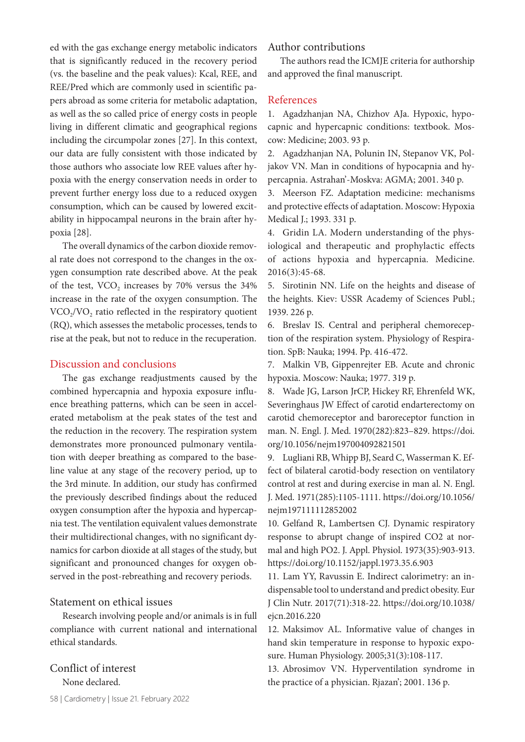ed with the gas exchange energy metabolic indicators that is significantly reduced in the recovery period (vs. the baseline and the peak values): Kcal, REE, and REE/Pred which are commonly used in scientific papers abroad as some criteria for metabolic adaptation, as well as the so called price of energy costs in people living in different climatic and geographical regions including the circumpolar zones [27]. In this context, our data are fully consistent with those indicated by those authors who associate low REE values after hypoxia with the energy conservation needs in order to prevent further energy loss due to a reduced oxygen consumption, which can be caused by lowered excitability in hippocampal neurons in the brain after hypoxia [28].

The overall dynamics of the carbon dioxide removal rate does not correspond to the changes in the oxygen consumption rate described above. At the peak of the test, $VCO_2$ increases by 70% versus the 34% increase in the rate of the oxygen consumption. The $VCO_2/VO_2$ ratio reflected in the respiratory quotient (RQ), which assesses the metabolic processes, tends to rise at the peak, but not to reduce in the recuperation.

## Discussion and conclusions

The gas exchange readjustments caused by the combined hypercapnia and hypoxia exposure influence breathing patterns, which can be seen in accelerated metabolism at the peak states of the test and the reduction in the recovery. The respiration system demonstrates more pronounced pulmonary ventilation with deeper breathing as compared to the baseline value at any stage of the recovery period, up to the 3rd minute. In addition, our study has confirmed the previously described findings about the reduced oxygen consumption after the hypoxia and hypercapnia test. The ventilation equivalent values demonstrate their multidirectional changes, with no significant dynamics for carbon dioxide at all stages of the study, but significant and pronounced changes for oxygen observed in the post-rebreathing and recovery periods.

### Statement on ethical issues

Research involving people and/or animals is in full compliance with current national and international ethical standards.

### Conflict of interest

None declared.

### Author contributions

The authors read the ICMJE criteria for authorship and approved the final manuscript.

## References

1. Agadzhanjan NA, Chizhov AJa. Hypoxic, hypocapnic and hypercapnic conditions: textbook. Moscow: Medicine; 2003. 93 p.
2. Agadzhanjan NA, Polunin IN, Stepanov VK, Poljakov VN. Man in conditions of hypocapnia and hypercapnia. Astrahan'-Moskva: AGMA; 2001. 340 p.
3. Meerson FZ. Adaptation medicine: mechanisms and protective effects of adaptation. Moscow: Hypoxia Medical J.; 1993. 331 p.
4. Gridin LA. Modern understanding of the physiological and therapeutic and prophylactic effects of actions hypoxia and hypercapnia. Medicine. 2016(3):45-68.
5. Sirotinin NN. Life on the heights and disease of the heights. Kiev: USSR Academy of Sciences Publ.; 1939. 226 p.
6. Breslav IS. Central and peripheral chemoreception of the respiration system. Physiology of Respiration. SpB: Nauka; 1994. Pp. 416-472.
7. Malkin VB, Gippenrejter EB. Acute and chronic hypoxia. Moscow: Nauka; 1977. 319 p.
8. Wade JG, Larson JrCP, Hickey RF, Ehrenfeld WK, Severinghaus JW Effect of carotid endarterectomy on carotid chemoreceptor and baroreceptor function in man. N. Engl. J. Med. 1970(282):823–829. https://doi.org/10.1056/nejm197004092821501
9. Lugliani RB, Whipp BJ, Seard C, Wasserman K. Effect of bilateral carotid-body resection on ventilatory control at rest and during exercise in man al. N. Engl. J. Med. 1971(285):1105-1111. https://doi.org/10.1056/nejm197111112852002
10. Gelfand R, Lambertsen CJ. Dynamic respiratory response to abrupt change of inspired CO2 at normal and high PO2. J. Appl. Physiol. 1973(35):903-913. https://doi.org/10.1152/jappl.1973.35.6.903
11. Lam YY, Ravussin E. Indirect calorimetry: an indispensable tool to understand and predict obesity. Eur J Clin Nutr. 2017(71):318-22. https://doi.org/10.1038/ejcn.2016.220
12. Maksimov AL. Informative value of changes in hand skin temperature in response to hypoxic exposure. Human Physiology. 2005;31(3):108-117.
13. Abrosimov VN. Hyperventilation syndrome in the practice of a physician. Rjazan'; 2001. 136 p.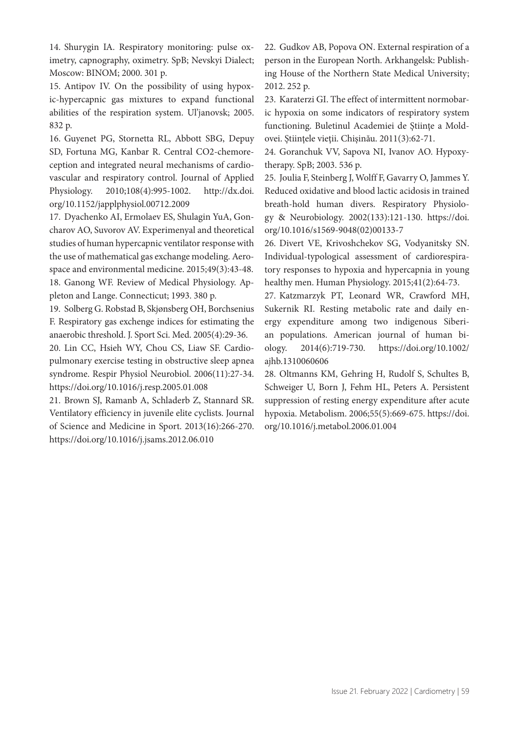14. Shurygin IA. Respiratory monitoring: pulse oximetry, capnography, oximetry. SpB; Nevskyi Dialect; Moscow: BINOM; 2000. 301 p.

15. Antipov IV. On the possibility of using hypoxic-hypercapnic gas mixtures to expand functional abilities of the respiration system. Ul'janovsk; 2005. 832 p.

16. Guyenet PG, Stornetta RL, Abbott SBG, Depuy SD, Fortuna MG, Kanbar R. Central CO2-chemoreception and integrated neural mechanisms of cardiovascular and respiratory control. Journal of Applied Physiology. 2010;108(4):995-1002. http://dx.doi.org/10.1152/japplphysiol.00712.2009

17. Dyachenko AI, Ermolaev ES, Shulagin YuA, Goncharov AO, Suvorov AV. Experimenyal and theoretical studies of human hypercapnic ventilator response with the use of mathematical gas exchange modeling. Aerospace and environmental medicine. 2015;49(3):43-48.

18. Ganong WF. Review of Medical Physiology. Appleton and Lange. Connecticut; 1993. 380 p.

19. Solberg G. Robstad B, Skjønsberg OH, Borchsenius F. Respiratory gas exchenge indices for estimating the anaerobic threshold. J. Sport Sci. Med. 2005(4):29-36.

20. Lin CC, Hsieh WY, Chou CS, Liaw SF. Cardiopulmonary exercise testing in obstructive sleep apnea syndrome. Respir Physiol Neurobiol. 2006(11):27-34. https://doi.org/10.1016/j.resp.2005.01.008

21. Brown SJ, Ramanb A, Schladerb Z, Stannard SR. Ventilatory efficiency in juvenile elite cyclists. Journal of Science and Medicine in Sport. 2013(16):266-270. https://doi.org/10.1016/j.jsams.2012.06.010

22. Gudkov AB, Popova ON. External respiration of a person in the European North. Arkhangelsk: Publishing House of the Northern State Medical University; 2012. 252 p.

23. Karaterzi GI. The effect of intermittent normobaric hypoxia on some indicators of respiratory system functioning. Buletinul Academiei de Ştiinţe a Moldovei. Ştiinţele vieţii. Chişinău. 2011(3):62-71.

24. Goranchuk VV, Sapova NI, Ivanov AO. Hypoxytherapy. SpB; 2003. 536 p.

25. Joulia F, Steinberg J, Wolff F, Gavarry O, Jammes Y. Reduced oxidative and blood lactic acidosis in trained breath-hold human divers. Respiratory Physiology & Neurobiology. 2002(133):121-130. https://doi.org/10.1016/s1569-9048(02)00133-7

26. Divert VE, Krivoshchekov SG, Vodyanitsky SN. Individual-typological assessment of cardiorespiratory responses to hypoxia and hypercapnia in young healthy men. Human Physiology. 2015;41(2):64-73.

27. Katzmarzyk PT, Leonard WR, Crawford MH, Sukernik RI. Resting metabolic rate and daily energy expenditure among two indigenous Siberian populations. American journal of human biology. 2014(6):719-730. https://doi.org/10.1002/ajhb.1310060606

28. Oltmanns KM, Gehring H, Rudolf S, Schultes B, Schweiger U, Born J, Fehm HL, Peters A. Persistent suppression of resting energy expenditure after acute hypoxia. Metabolism. 2006;55(5):669-675. https://doi.org/10.1016/j.metabol.2006.01.004